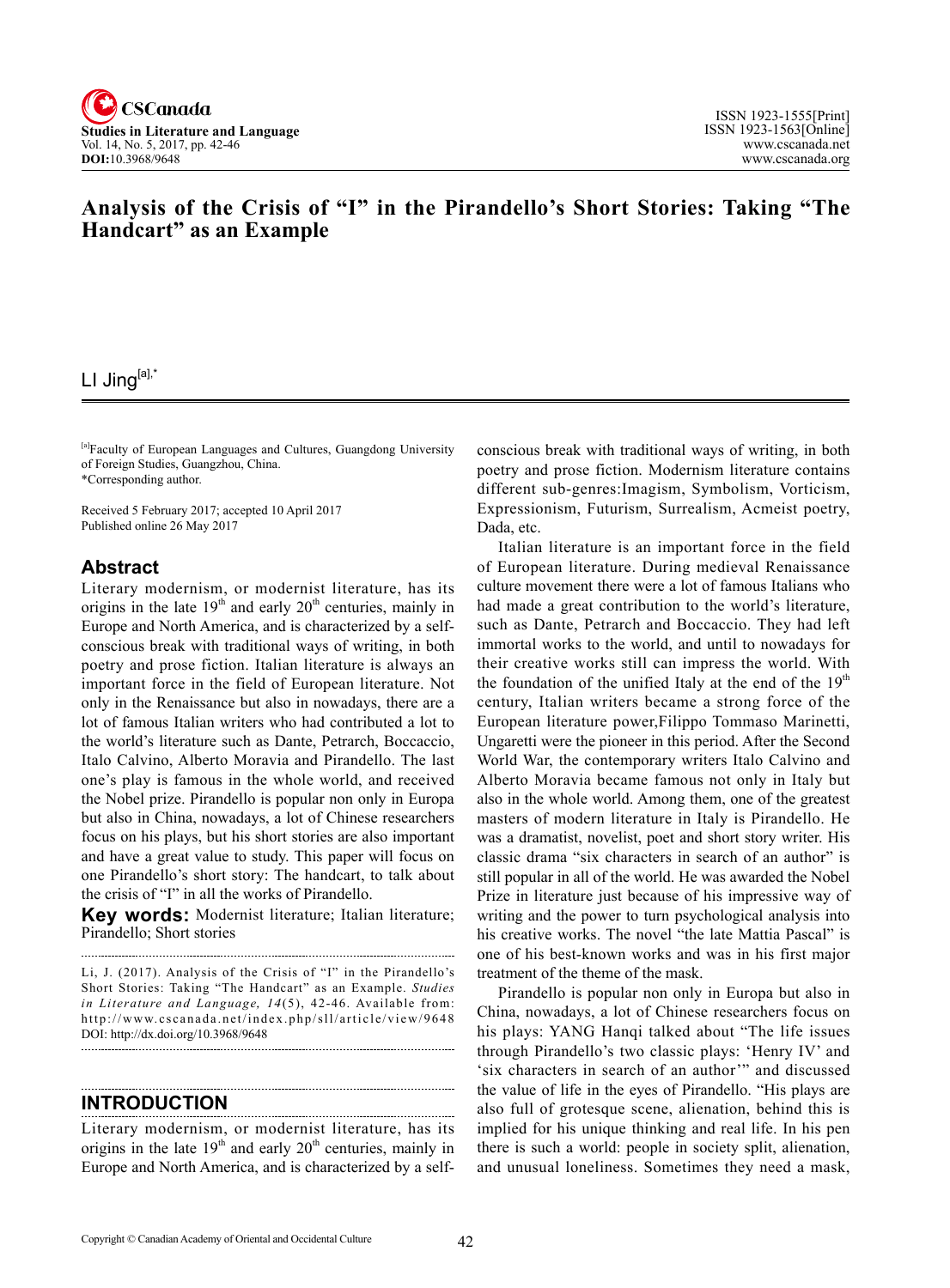# Analysis of the Crisis of "I" in the Pirandello's Short Stories: Taking "The Handcart" as an Example

LI Jing[a],*

[a]Faculty of European Languages and Cultures, Guangdong University of Foreign Studies, Guangzhou, China.
*Corresponding author.

Received 5 February 2017; accepted 10 April 2017
Published online 26 May 2017

## Abstract

Literary modernism, or modernist literature, has its origins in the late 19th and early 20th centuries, mainly in Europe and North America, and is characterized by a self-conscious break with traditional ways of writing, in both poetry and prose fiction. Italian literature is always an important force in the field of European literature. Not only in the Renaissance but also in nowadays, there are a lot of famous Italian writers who had contributed a lot to the world's literature such as Dante, Petrarch, Boccaccio, Italo Calvino, Alberto Moravia and Pirandello. The last one's play is famous in the whole world, and received the Nobel prize. Pirandello is popular non only in Europa but also in China, nowadays, a lot of Chinese researchers focus on his plays, but his short stories are also important and have a great value to study. This paper will focus on one Pirandello's short story: The handcart, to talk about the crisis of "I" in all the works of Pirandello.

**Key words:** Modernist literature; Italian literature; Pirandello; Short stories

Li, J. (2017). Analysis of the Crisis of "I" in the Pirandello's Short Stories: Taking "The Handcart" as an Example. *Studies in Literature and Language, 14*(5), 42-46. Available from: http://www.cscanada.net/index.php/sll/article/view/9648
DOI: http://dx.doi.org/10.3968/9648

## INTRODUCTION

Literary modernism, or modernist literature, has its origins in the late 19th and early 20th centuries, mainly in Europe and North America, and is characterized by a self-conscious break with traditional ways of writing, in both poetry and prose fiction. Modernism literature contains different sub-genres:Imagism, Symbolism, Vorticism, Expressionism, Futurism, Surrealism, Acmeist poetry, Dada, etc.

Italian literature is an important force in the field of European literature. During medieval Renaissance culture movement there were a lot of famous Italians who had made a great contribution to the world's literature, such as Dante, Petrarch and Boccaccio. They had left immortal works to the world, and until to nowadays for their creative works still can impress the world. With the foundation of the unified Italy at the end of the 19th century, Italian writers became a strong force of the European literature power,Filippo Tommaso Marinetti, Ungaretti were the pioneer in this period. After the Second World War, the contemporary writers Italo Calvino and Alberto Moravia became famous not only in Italy but also in the whole world. Among them, one of the greatest masters of modern literature in Italy is Pirandello. He was a dramatist, novelist, poet and short story writer. His classic drama "six characters in search of an author" is still popular in all of the world. He was awarded the Nobel Prize in literature just because of his impressive way of writing and the power to turn psychological analysis into his creative works. The novel "the late Mattia Pascal" is one of his best-known works and was in his first major treatment of the theme of the mask.

Pirandello is popular non only in Europa but also in China, nowadays, a lot of Chinese researchers focus on his plays: YANG Hanqi talked about "The life issues through Pirandello's two classic plays: 'Henry IV' and 'six characters in search of an author'" and discussed the value of life in the eyes of Pirandello. "His plays are also full of grotesque scene, alienation, behind this is implied for his unique thinking and real life. In his pen there is such a world: people in society split, alienation, and unusual loneliness. Sometimes they need a mask,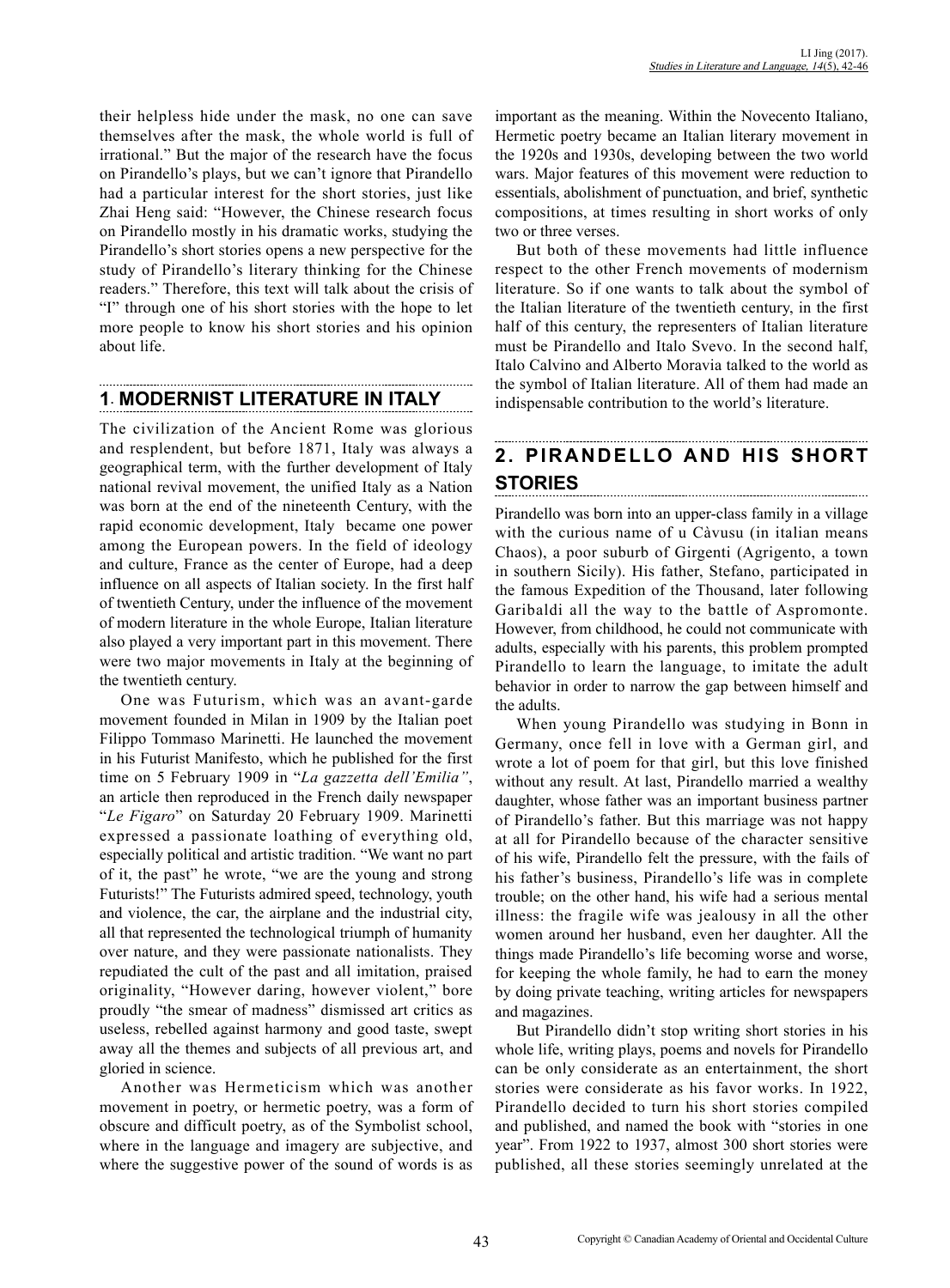their helpless hide under the mask, no one can save themselves after the mask, the whole world is full of irrational." But the major of the research have the focus on Pirandello's plays, but we can't ignore that Pirandello had a particular interest for the short stories, just like Zhai Heng said: "However, the Chinese research focus on Pirandello mostly in his dramatic works, studying the Pirandello's short stories opens a new perspective for the study of Pirandello's literary thinking for the Chinese readers." Therefore, this text will talk about the crisis of "I" through one of his short stories with the hope to let more people to know his short stories and his opinion about life.

## 1. MODERNIST LITERATURE IN ITALY

The civilization of the Ancient Rome was glorious and resplendent, but before 1871, Italy was always a geographical term, with the further development of Italy national revival movement, the unified Italy as a Nation was born at the end of the nineteenth Century, with the rapid economic development, Italy became one power among the European powers. In the field of ideology and culture, France as the center of Europe, had a deep influence on all aspects of Italian society. In the first half of twentieth Century, under the influence of the movement of modern literature in the whole Europe, Italian literature also played a very important part in this movement. There were two major movements in Italy at the beginning of the twentieth century.

One was Futurism, which was an avant-garde movement founded in Milan in 1909 by the Italian poet Filippo Tommaso Marinetti. He launched the movement in his Futurist Manifesto, which he published for the first time on 5 February 1909 in "*La gazzetta dell'Emilia"*, an article then reproduced in the French daily newspaper "*Le Figaro*" on Saturday 20 February 1909. Marinetti expressed a passionate loathing of everything old, especially political and artistic tradition. "We want no part of it, the past" he wrote, "we are the young and strong Futurists!" The Futurists admired speed, technology, youth and violence, the car, the airplane and the industrial city, all that represented the technological triumph of humanity over nature, and they were passionate nationalists. They repudiated the cult of the past and all imitation, praised originality, "However daring, however violent," bore proudly "the smear of madness" dismissed art critics as useless, rebelled against harmony and good taste, swept away all the themes and subjects of all previous art, and gloried in science.

Another was Hermeticism which was another movement in poetry, or hermetic poetry, was a form of obscure and difficult poetry, as of the Symbolist school, where in the language and imagery are subjective, and where the suggestive power of the sound of words is as important as the meaning. Within the Novecento Italiano, Hermetic poetry became an Italian literary movement in the 1920s and 1930s, developing between the two world wars. Major features of this movement were reduction to essentials, abolishment of punctuation, and brief, synthetic compositions, at times resulting in short works of only two or three verses.

But both of these movements had little influence respect to the other French movements of modernism literature. So if one wants to talk about the symbol of the Italian literature of the twentieth century, in the first half of this century, the representers of Italian literature must be Pirandello and Italo Svevo. In the second half, Italo Calvino and Alberto Moravia talked to the world as the symbol of Italian literature. All of them had made an indispensable contribution to the world's literature.

## 2. PIRANDELLO AND HIS SHORT STORIES

Pirandello was born into an upper-class family in a village with the curious name of u Càvusu (in italian means Chaos), a poor suburb of Girgenti (Agrigento, a town in southern Sicily). His father, Stefano, participated in the famous Expedition of the Thousand, later following Garibaldi all the way to the battle of Aspromonte. However, from childhood, he could not communicate with adults, especially with his parents, this problem prompted Pirandello to learn the language, to imitate the adult behavior in order to narrow the gap between himself and the adults.

When young Pirandello was studying in Bonn in Germany, once fell in love with a German girl, and wrote a lot of poem for that girl, but this love finished without any result. At last, Pirandello married a wealthy daughter, whose father was an important business partner of Pirandello's father. But this marriage was not happy at all for Pirandello because of the character sensitive of his wife, Pirandello felt the pressure, with the fails of his father's business, Pirandello's life was in complete trouble; on the other hand, his wife had a serious mental illness: the fragile wife was jealousy in all the other women around her husband, even her daughter. All the things made Pirandello's life becoming worse and worse, for keeping the whole family, he had to earn the money by doing private teaching, writing articles for newspapers and magazines.

But Pirandello didn't stop writing short stories in his whole life, writing plays, poems and novels for Pirandello can be only considerate as an entertainment, the short stories were considerate as his favor works. In 1922, Pirandello decided to turn his short stories compiled and published, and named the book with "stories in one year". From 1922 to 1937, almost 300 short stories were published, all these stories seemingly unrelated at the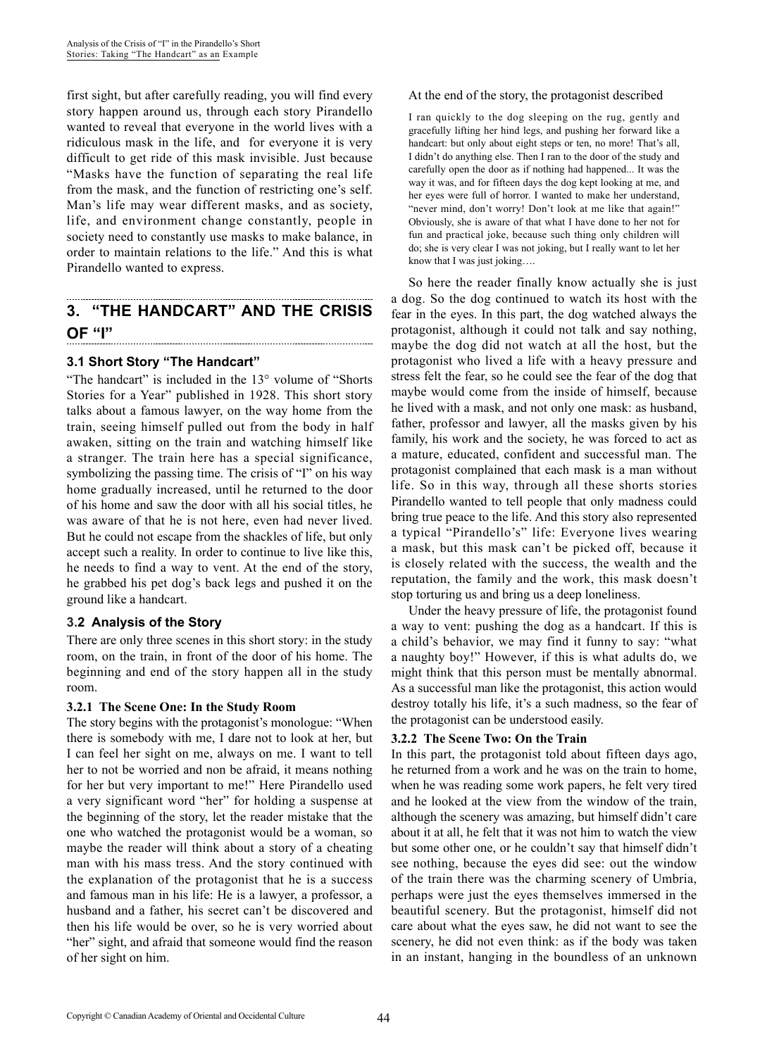first sight, but after carefully reading, you will find every story happen around us, through each story Pirandello wanted to reveal that everyone in the world lives with a ridiculous mask in the life, and for everyone it is very difficult to get ride of this mask invisible. Just because "Masks have the function of separating the real life from the mask, and the function of restricting one's self. Man's life may wear different masks, and as society, life, and environment change constantly, people in society need to constantly use masks to make balance, in order to maintain relations to the life." And this is what Pirandello wanted to express.

## 3. "THE HANDCART" AND THE CRISIS OF "I"

### 3.1 Short Story "The Handcart"

"The handcart" is included in the 13° volume of "Shorts Stories for a Year" published in 1928. This short story talks about a famous lawyer, on the way home from the train, seeing himself pulled out from the body in half awaken, sitting on the train and watching himself like a stranger. The train here has a special significance, symbolizing the passing time. The crisis of "I" on his way home gradually increased, until he returned to the door of his home and saw the door with all his social titles, he was aware of that he is not here, even had never lived. But he could not escape from the shackles of life, but only accept such a reality. In order to continue to live like this, he needs to find a way to vent. At the end of the story, he grabbed his pet dog's back legs and pushed it on the ground like a handcart.

### 3.2 Analysis of the Story

There are only three scenes in this short story: in the study room, on the train, in front of the door of his home. The beginning and end of the story happen all in the study room.

#### 3.2.1 The Scene One: In the Study Room

The story begins with the protagonist's monologue: "When there is somebody with me, I dare not to look at her, but I can feel her sight on me, always on me. I want to tell her to not be worried and non be afraid, it means nothing for her but very important to me!" Here Pirandello used a very significant word "her" for holding a suspense at the beginning of the story, let the reader mistake that the one who watched the protagonist would be a woman, so maybe the reader will think about a story of a cheating man with his mass tress. And the story continued with the explanation of the protagonist that he is a success and famous man in his life: He is a lawyer, a professor, a husband and a father, his secret can't be discovered and then his life would be over, so he is very worried about "her" sight, and afraid that someone would find the reason of her sight on him.

At the end of the story, the protagonist described

> I ran quickly to the dog sleeping on the rug, gently and gracefully lifting her hind legs, and pushing her forward like a handcart: but only about eight steps or ten, no more! That's all, I didn't do anything else. Then I ran to the door of the study and carefully open the door as if nothing had happened... It was the way it was, and for fifteen days the dog kept looking at me, and her eyes were full of horror. I wanted to make her understand, "never mind, don't worry! Don't look at me like that again!" Obviously, she is aware of that what I have done to her not for fun and practical joke, because such thing only children will do; she is very clear I was not joking, but I really want to let her know that I was just joking….

So here the reader finally know actually she is just a dog. So the dog continued to watch its host with the fear in the eyes. In this part, the dog watched always the protagonist, although it could not talk and say nothing, maybe the dog did not watch at all the host, but the protagonist who lived a life with a heavy pressure and stress felt the fear, so he could see the fear of the dog that maybe would come from the inside of himself, because he lived with a mask, and not only one mask: as husband, father, professor and lawyer, all the masks given by his family, his work and the society, he was forced to act as a mature, educated, confident and successful man. The protagonist complained that each mask is a man without life. So in this way, through all these shorts stories Pirandello wanted to tell people that only madness could bring true peace to the life. And this story also represented a typical "Pirandello's" life: Everyone lives wearing a mask, but this mask can't be picked off, because it is closely related with the success, the wealth and the reputation, the family and the work, this mask doesn't stop torturing us and bring us a deep loneliness.

Under the heavy pressure of life, the protagonist found a way to vent: pushing the dog as a handcart. If this is a child's behavior, we may find it funny to say: "what a naughty boy!" However, if this is what adults do, we might think that this person must be mentally abnormal. As a successful man like the protagonist, this action would destroy totally his life, it's a such madness, so the fear of the protagonist can be understood easily.

#### 3.2.2 The Scene Two: On the Train

In this part, the protagonist told about fifteen days ago, he returned from a work and he was on the train to home, when he was reading some work papers, he felt very tired and he looked at the view from the window of the train, although the scenery was amazing, but himself didn't care about it at all, he felt that it was not him to watch the view but some other one, or he couldn't say that himself didn't see nothing, because the eyes did see: out the window of the train there was the charming scenery of Umbria, perhaps were just the eyes themselves immersed in the beautiful scenery. But the protagonist, himself did not care about what the eyes saw, he did not want to see the scenery, he did not even think: as if the body was taken in an instant, hanging in the boundless of an unknown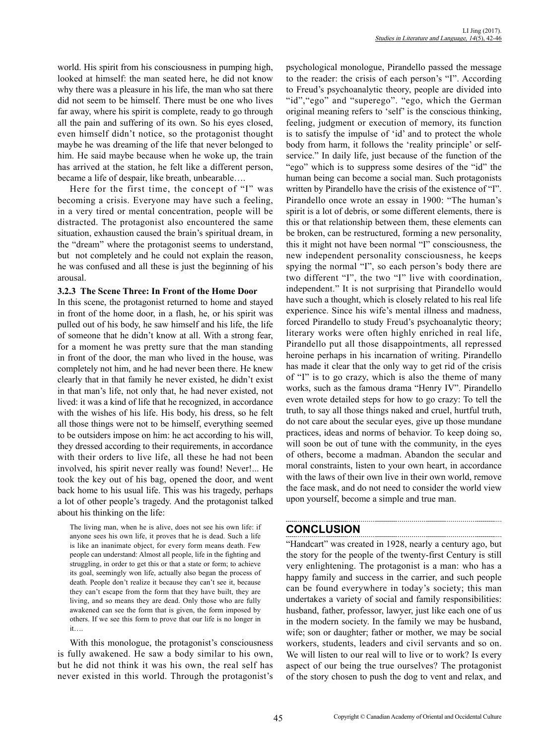world. His spirit from his consciousness in pumping high, looked at himself: the man seated here, he did not know why there was a pleasure in his life, the man who sat there did not seem to be himself. There must be one who lives far away, where his spirit is complete, ready to go through all the pain and suffering of its own. So his eyes closed, even himself didn't notice, so the protagonist thought maybe he was dreaming of the life that never belonged to him. He said maybe because when he woke up, the train has arrived at the station, he felt like a different person, became a life of despair, like breath, unbearable….

Here for the first time, the concept of "I" was becoming a crisis. Everyone may have such a feeling, in a very tired or mental concentration, people will be distracted. The protagonist also encountered the same situation, exhaustion caused the brain's spiritual dream, in the "dream" where the protagonist seems to understand, but not completely and he could not explain the reason, he was confused and all these is just the beginning of his arousal.

### 3.2.3 The Scene Three: In Front of the Home Door

In this scene, the protagonist returned to home and stayed in front of the home door, in a flash, he, or his spirit was pulled out of his body, he saw himself and his life, the life of someone that he didn't know at all. With a strong fear, for a moment he was pretty sure that the man standing in front of the door, the man who lived in the house, was completely not him, and he had never been there. He knew clearly that in that family he never existed, he didn't exist in that man's life, not only that, he had never existed, not lived: it was a kind of life that he recognized, in accordance with the wishes of his life. His body, his dress, so he felt all those things were not to be himself, everything seemed to be outsiders impose on him: he act according to his will, they dressed according to their requirements, in accordance with their orders to live life, all these he had not been involved, his spirit never really was found! Never!... He took the key out of his bag, opened the door, and went back home to his usual life. This was his tragedy, perhaps a lot of other people's tragedy. And the protagonist talked about his thinking on the life:

> The living man, when he is alive, does not see his own life: if anyone sees his own life, it proves that he is dead. Such a life is like an inanimate object, for every form means death. Few people can understand: Almost all people, life in the fighting and struggling, in order to get this or that a state or form; to achieve its goal, seemingly won life, actually also began the process of death. People don't realize it because they can't see it, because they can't escape from the form that they have built, they are living, and so means they are dead. Only those who are fully awakened can see the form that is given, the form imposed by others. If we see this form to prove that our life is no longer in it….

With this monologue, the protagonist's consciousness is fully awakened. He saw a body similar to his own, but he did not think it was his own, the real self has never existed in this world. Through the protagonist's psychological monologue, Pirandello passed the message to the reader: the crisis of each person's "I". According to Freud's psychoanalytic theory, people are divided into "id","ego" and "superego". "ego, which the German original meaning refers to 'self' is the conscious thinking, feeling, judgment or execution of memory, its function is to satisfy the impulse of 'id' and to protect the whole body from harm, it follows the 'reality principle' or self-service." In daily life, just because of the function of the "ego" which is to suppress some desires of the "id" the human being can become a social man. Such protagonists written by Pirandello have the crisis of the existence of "I". Pirandello once wrote an essay in 1900: "The human's spirit is a lot of debris, or some different elements, there is this or that relationship between them, these elements can be broken, can be restructured, forming a new personality, this it might not have been normal "I" consciousness, the new independent personality consciousness, he keeps spying the normal "I", so each person's body there are two different "I", the two "I" live with coordination, independent." It is not surprising that Pirandello would have such a thought, which is closely related to his real life experience. Since his wife's mental illness and madness, forced Pirandello to study Freud's psychoanalytic theory; literary works were often highly enriched in real life, Pirandello put all those disappointments, all repressed heroine perhaps in his incarnation of writing. Pirandello has made it clear that the only way to get rid of the crisis of "I" is to go crazy, which is also the theme of many works, such as the famous drama "Henry IV". Pirandello even wrote detailed steps for how to go crazy: To tell the truth, to say all those things naked and cruel, hurtful truth, do not care about the secular eyes, give up those mundane practices, ideas and norms of behavior. To keep doing so, will soon be out of tune with the community, in the eyes of others, become a madman. Abandon the secular and moral constraints, listen to your own heart, in accordance with the laws of their own live in their own world, remove the face mask, and do not need to consider the world view upon yourself, become a simple and true man.

## CONCLUSION

"Handcart" was created in 1928, nearly a century ago, but the story for the people of the twenty-first Century is still very enlightening. The protagonist is a man: who has a happy family and success in the carrier, and such people can be found everywhere in today's society; this man undertakes a variety of social and family responsibilities: husband, father, professor, lawyer, just like each one of us in the modern society. In the family we may be husband, wife; son or daughter; father or mother, we may be social workers, students, leaders and civil servants and so on. We will listen to our real will to live or to work? Is every aspect of our being the true ourselves? The protagonist of the story chosen to push the dog to vent and relax, and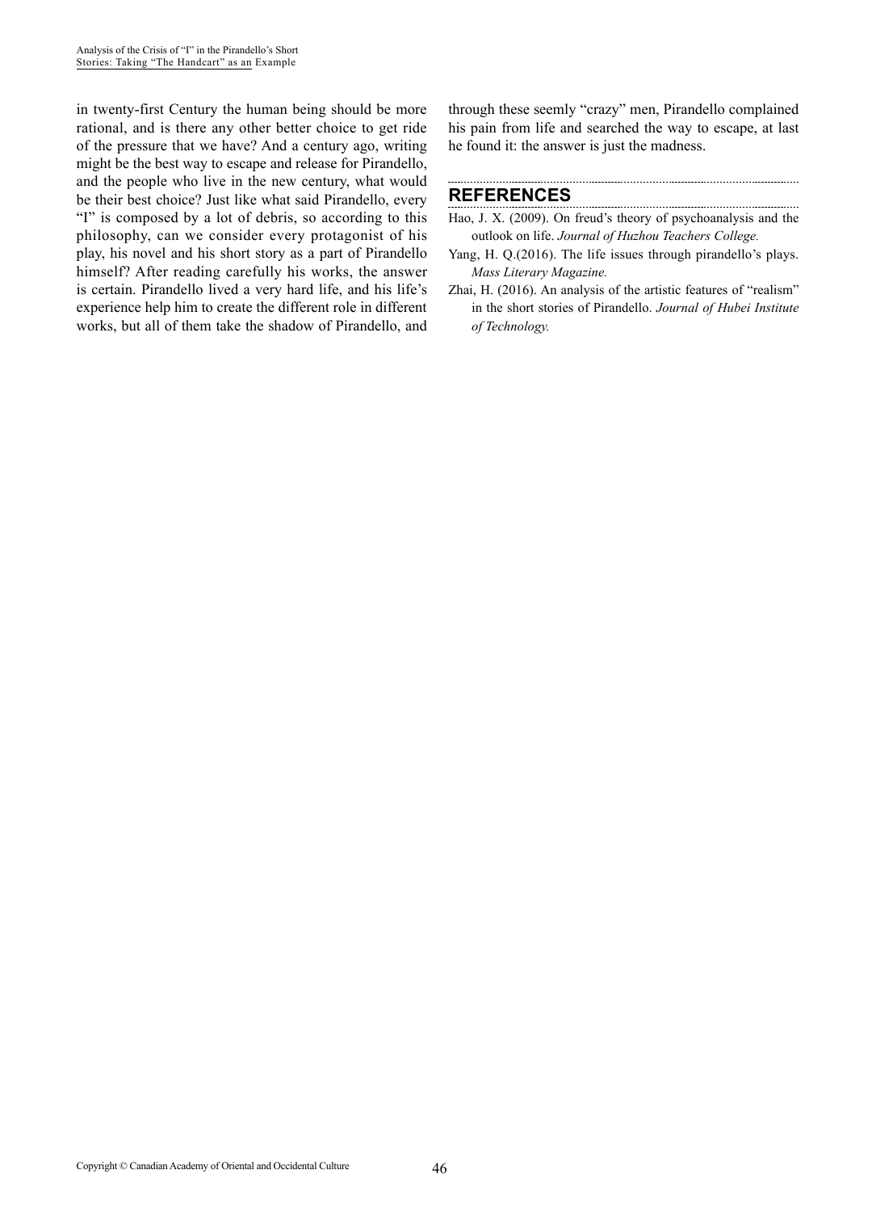in twenty-first Century the human being should be more rational, and is there any other better choice to get ride of the pressure that we have? And a century ago, writing might be the best way to escape and release for Pirandello, and the people who live in the new century, what would be their best choice? Just like what said Pirandello, every "I" is composed by a lot of debris, so according to this philosophy, can we consider every protagonist of his play, his novel and his short story as a part of Pirandello himself? After reading carefully his works, the answer is certain. Pirandello lived a very hard life, and his life's experience help him to create the different role in different works, but all of them take the shadow of Pirandello, and through these seemly "crazy" men, Pirandello complained his pain from life and searched the way to escape, at last he found it: the answer is just the madness.

## REFERENCES

Hao, J. X. (2009). On freud's theory of psychoanalysis and the outlook on life. *Journal of Huzhou Teachers College.*

Yang, H. Q.(2016). The life issues through pirandello's plays. *Mass Literary Magazine.*

Zhai, H. (2016). An analysis of the artistic features of "realism" in the short stories of Pirandello. *Journal of Hubei Institute of Technology.*